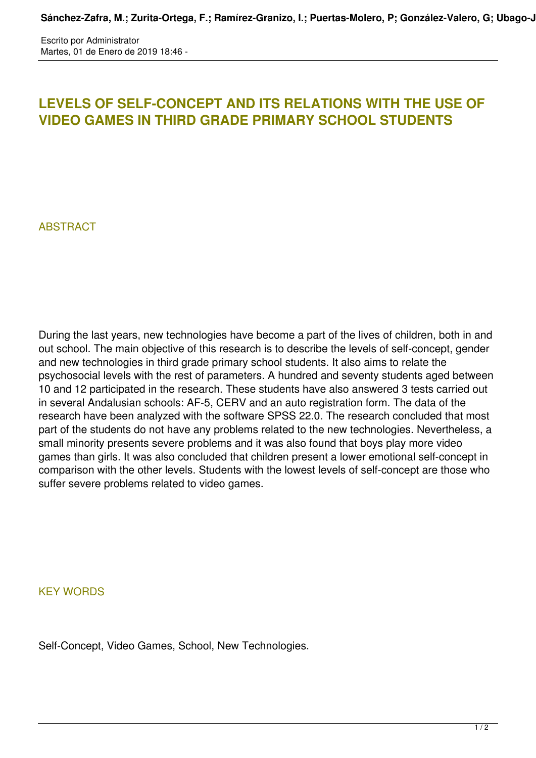# LEVELS OF SELF-CONCEPT AND ITS RELATIONS WITH THE USE OF VIDEO GAMES IN THIRD GRADE PRIMARY SCHOOL STUDENTS

## ABSTRACT

During the last years, new technologies have become a part of the lives of children, both in and out school. The main objective of this research is to describe the levels of self-concept, gender and new technologies in third grade primary school students. It also aims to relate the psychosocial levels with the rest of parameters. A hundred and seventy students aged between 10 and 12 participated in the research. These students have also answered 3 tests carried out in several Andalusian schools: AF-5, CERV and an auto registration form. The data of the research have been analyzed with the software SPSS 22.0. The research concluded that most part of the students do not have any problems related to the new technologies. Nevertheless, a small minority presents severe problems and it was also found that boys play more video games than girls. It was also concluded that children present a lower emotional self-concept in comparison with the other levels. Students with the lowest levels of self-concept are those who suffer severe problems related to video games.

## KEY WORDS

Self-Concept, Video Games, School, New Technologies.